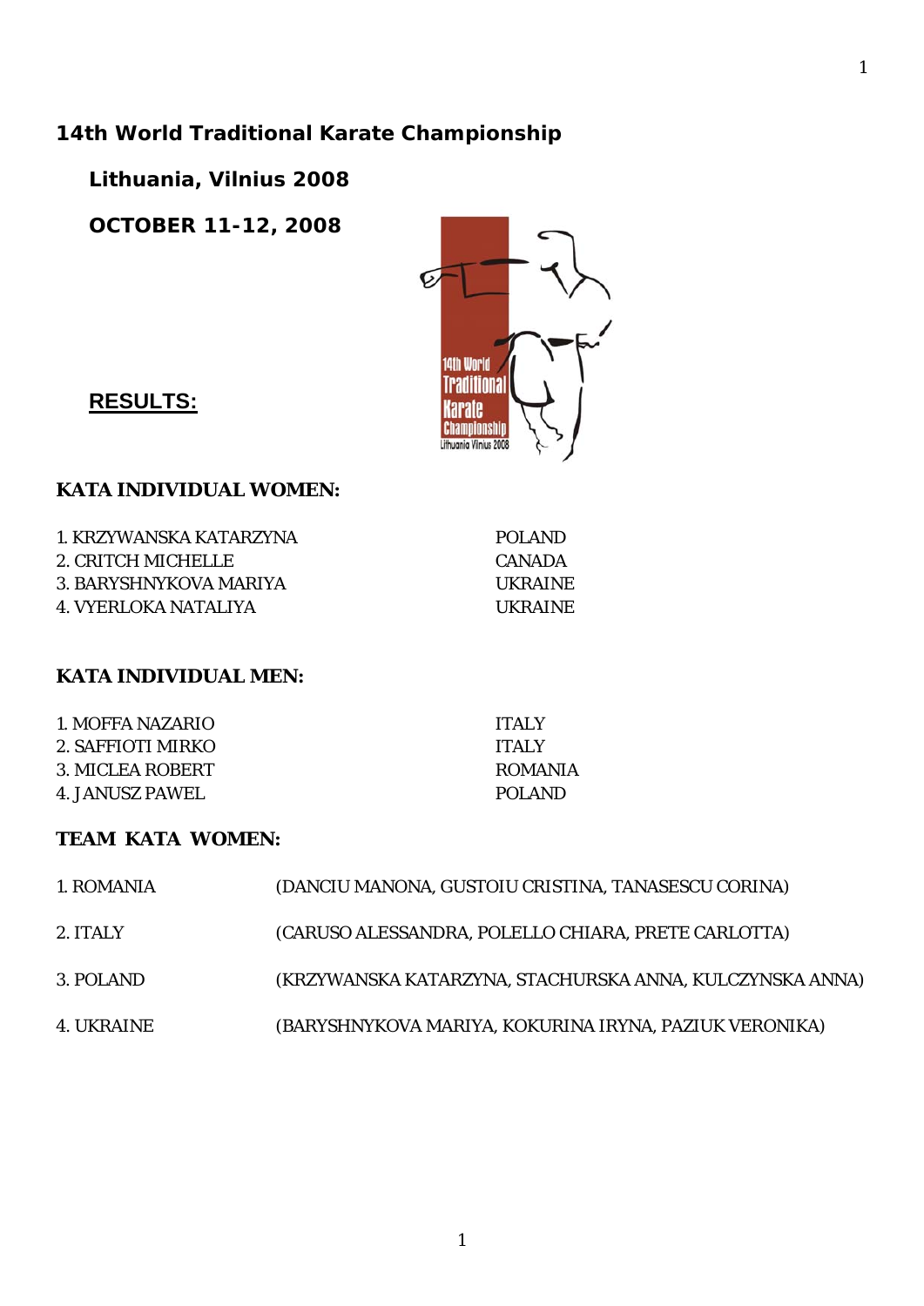# 14th World Traditional Karate Championship

## Lithuania, Vilnius 2008

## OCTOBER 11-12, 2008

## RESULTS:

### KATA INDIVIDUAL WOMEN:

| | |
|---|---|
| 1. KRZYWANSKA KATARZYNA | POLAND |
| 2. CRITCH MICHELLE | CANADA |
| 3. BARYSHNYKOVA MARIYA | UKRAINE |
| 4. VYERLOKA NATALIYA | UKRAINE |

### KATA INDIVIDUAL MEN:

| | |
|---|---|
| 1. MOFFA NAZARIO | ITALY |
| 2. SAFFIOTI MIRKO | ITALY |
| 3. MICLEA ROBERT | ROMANIA |
| 4. JANUSZ PAWEL | POLAND |

### TEAM KATA WOMEN:

| | |
|---|---|
| 1. ROMANIA | (DANCIU MANONA, GUSTOIU CRISTINA, TANASESCU CORINA) |
| 2. ITALY | (CARUSO ALESSANDRA, POLELLO CHIARA, PRETE CARLOTTA) |
| 3. POLAND | (KRZYWANSKA KATARZYNA, STACHURSKA ANNA, KULCZYNSKA ANNA) |
| 4. UKRAINE | (BARYSHNYKOVA MARIYA, KOKURINA IRYNA, PAZIUK VERONIKA) |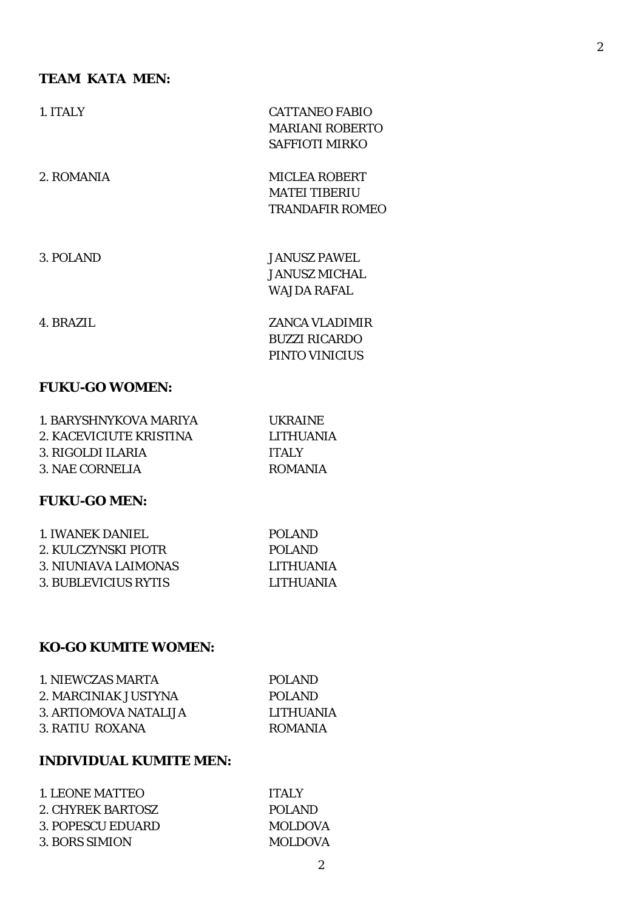**TEAM KATA MEN:**

| | |
|---|---|
| 1. ITALY | CATTANEO FABIO<br>MARIANI ROBERTO<br>SAFFIOTI MIRKO |
| 2. ROMANIA | MICLEA ROBERT<br>MATEI TIBERIU<br>TRANDAFIR ROMEO |
| 3. POLAND | JANUSZ PAWEL<br>JANUSZ MICHAL<br>WAJDA RAFAL |
| 4. BRAZIL | ZANCA VLADIMIR<br>BUZZI RICARDO<br>PINTO VINICIUS |

**FUKU-GO WOMEN:**

| | |
|---|---|
| 1. BARYSHNYKOVA MARIYA | UKRAINE |
| 2. KACEVICIUTE KRISTINA | LITHUANIA |
| 3. RIGOLDI ILARIA | ITALY |
| 3. NAE CORNELIA | ROMANIA |

**FUKU-GO MEN:**

| | |
|---|---|
| 1. IWANEK DANIEL | POLAND |
| 2. KULCZYNSKI PIOTR | POLAND |
| 3. NIUNIAVA LAIMONAS | LITHUANIA |
| 3. BUBLEVICIUS RYTIS | LITHUANIA |

**KO-GO KUMITE WOMEN:**

| | |
|---|---|
| 1. NIEWCZAS MARTA | POLAND |
| 2. MARCINIAK JUSTYNA | POLAND |
| 3. ARTIOMOVA NATALIJA | LITHUANIA |
| 3. RATIU ROXANA | ROMANIA |

**INDIVIDUAL KUMITE MEN:**

| | |
|---|---|
| 1. LEONE MATTEO | ITALY |
| 2. CHYREK BARTOSZ | POLAND |
| 3. POPESCU EDUARD | MOLDOVA |
| 3. BORS SIMION | MOLDOVA |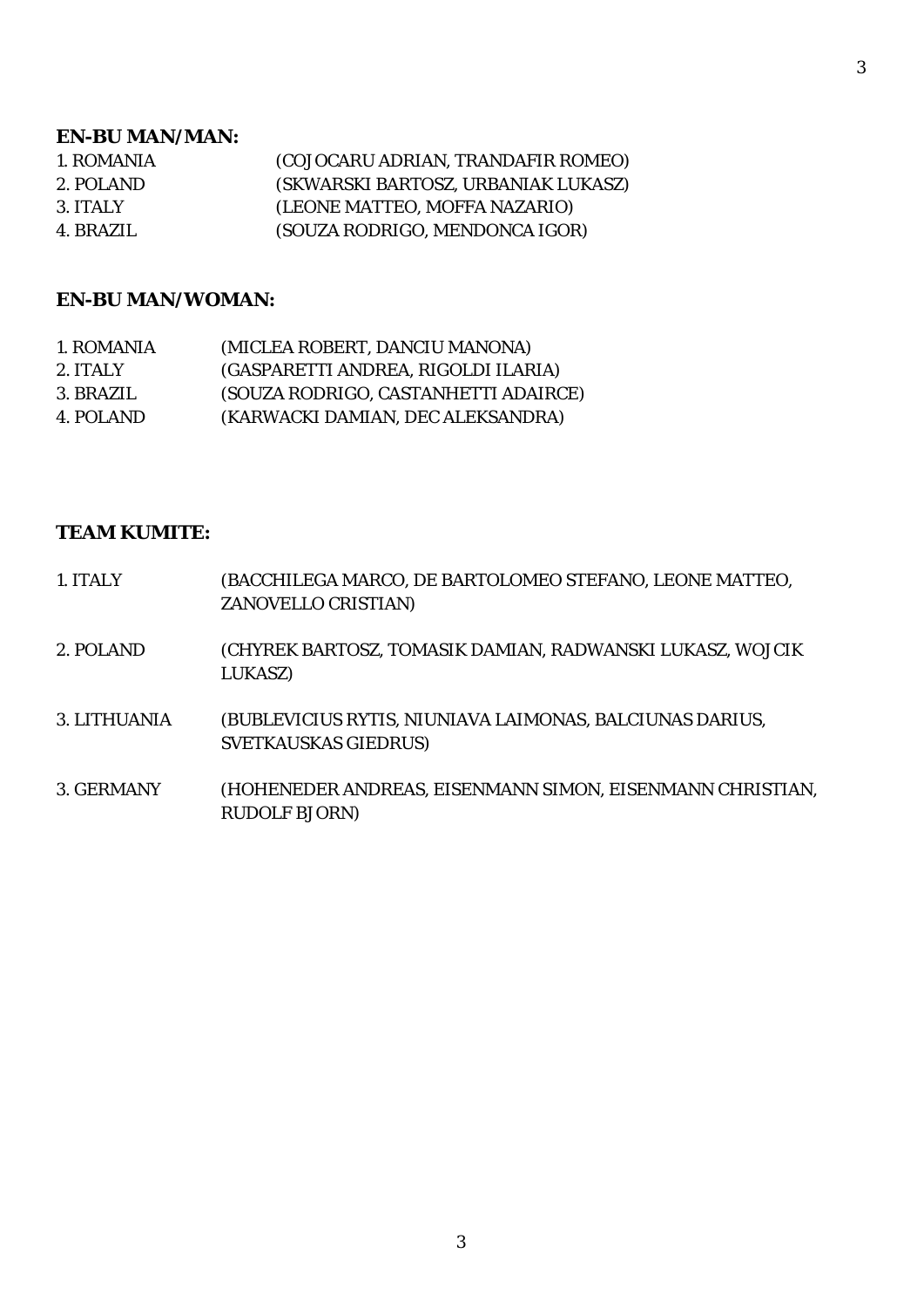**EN-BU MAN/MAN:**

| | |
|---|---|
| 1. ROMANIA | (COJOCARU ADRIAN, TRANDAFIR ROMEO) |
| 2. POLAND | (SKWARSKI BARTOSZ, URBANIAK LUKASZ) |
| 3. ITALY | (LEONE MATTEO, MOFFA NAZARIO) |
| 4. BRAZIL | (SOUZA RODRIGO, MENDONCA IGOR) |

**EN-BU MAN/WOMAN:**

| | |
|---|---|
| 1. ROMANIA | (MICLEA ROBERT, DANCIU MANONA) |
| 2. ITALY | (GASPARETTI ANDREA, RIGOLDI ILARIA) |
| 3. BRAZIL | (SOUZA RODRIGO, CASTANHETTI ADAIRCE) |
| 4. POLAND | (KARWACKI DAMIAN, DEC ALEKSANDRA) |

**TEAM KUMITE:**

| | |
|---|---|
| 1. ITALY | (BACCHILEGA MARCO, DE BARTOLOMEO STEFANO, LEONE MATTEO, ZANOVELLO CRISTIAN) |
| 2. POLAND | (CHYREK BARTOSZ, TOMASIK DAMIAN, RADWANSKI LUKASZ, WOJCIK LUKASZ) |
| 3. LITHUANIA | (BUBLEVICIUS RYTIS, NIUNIAVA LAIMONAS, BALCIUNAS DARIUS, SVETKAUSKAS GIEDRUS) |
| 3. GERMANY | (HOHENEDER ANDREAS, EISENMANN SIMON, EISENMANN CHRISTIAN, RUDOLF BJORN) |